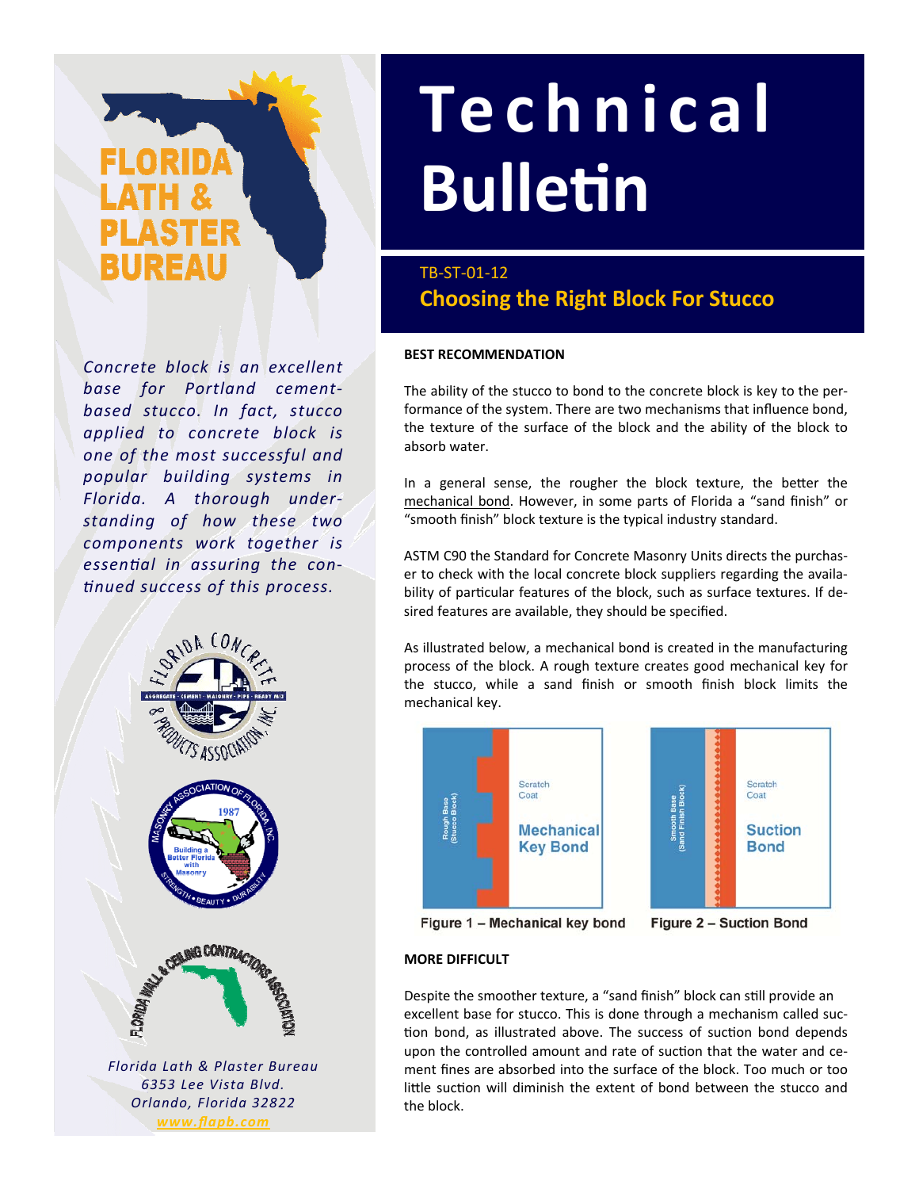# Technical Bulletin

TB-ST-01-12

## Choosing the Right Block For Stucco

*Concrete block is an excellent base for Portland cement-based stucco. In fact, stucco applied to concrete block is one of the most successful and popular building systems in Florida. A thorough understanding of how these two components work together is essential in assuring the continued success of this process.*

*Florida Lath & Plaster Bureau*
*6353 Lee Vista Blvd.*
*Orlando, Florida 32822*
*www.flapb.com*

**BEST RECOMMENDATION**

The ability of the stucco to bond to the concrete block is key to the performance of the system. There are two mechanisms that influence bond, the texture of the surface of the block and the ability of the block to absorb water.

In a general sense, the rougher the block texture, the better the mechanical bond. However, in some parts of Florida a "sand finish" or "smooth finish" block texture is the typical industry standard.

ASTM C90 the Standard for Concrete Masonry Units directs the purchaser to check with the local concrete block suppliers regarding the availability of particular features of the block, such as surface textures. If desired features are available, they should be specified.

As illustrated below, a mechanical bond is created in the manufacturing process of the block. A rough texture creates good mechanical key for the stucco, while a sand finish or smooth finish block limits the mechanical key.

Figure 1 – Mechanical key bond

Figure 2 – Suction Bond

**MORE DIFFICULT**

Despite the smoother texture, a "sand finish" block can still provide an excellent base for stucco. This is done through a mechanism called suction bond, as illustrated above. The success of suction bond depends upon the controlled amount and rate of suction that the water and cement fines are absorbed into the surface of the block. Too much or too little suction will diminish the extent of bond between the stucco and the block.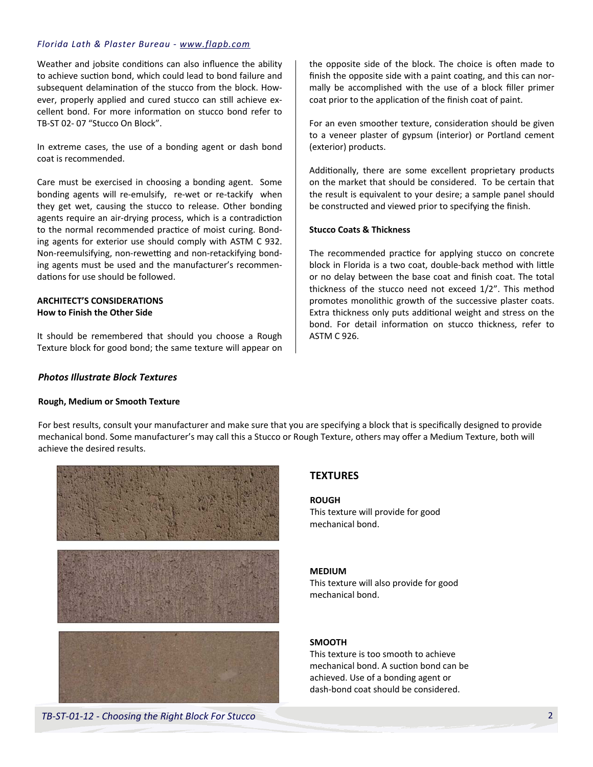Weather and jobsite conditions can also influence the ability to achieve suction bond, which could lead to bond failure and subsequent delamination of the stucco from the block. However, properly applied and cured stucco can still achieve excellent bond. For more information on stucco bond refer to TB-ST 02- 07 "Stucco On Block".

In extreme cases, the use of a bonding agent or dash bond coat is recommended.

Care must be exercised in choosing a bonding agent. Some bonding agents will re-emulsify, re-wet or re-tackify when they get wet, causing the stucco to release. Other bonding agents require an air-drying process, which is a contradiction to the normal recommended practice of moist curing. Bonding agents for exterior use should comply with ASTM C 932. Non-reemulsifying, non-rewetting and non-retackifying bonding agents must be used and the manufacturer's recommendations for use should be followed.

**ARCHITECT'S CONSIDERATIONS**
**How to Finish the Other Side**

It should be remembered that should you choose a Rough Texture block for good bond; the same texture will appear on the opposite side of the block. The choice is often made to finish the opposite side with a paint coating, and this can normally be accomplished with the use of a block filler primer coat prior to the application of the finish coat of paint.

For an even smoother texture, consideration should be given to a veneer plaster of gypsum (interior) or Portland cement (exterior) products.

Additionally, there are some excellent proprietary products on the market that should be considered. To be certain that the result is equivalent to your desire; a sample panel should be constructed and viewed prior to specifying the finish.

**Stucco Coats & Thickness**

The recommended practice for applying stucco on concrete block in Florida is a two coat, double-back method with little or no delay between the base coat and finish coat. The total thickness of the stucco need not exceed 1/2". This method promotes monolithic growth of the successive plaster coats. Extra thickness only puts additional weight and stress on the bond. For detail information on stucco thickness, refer to ASTM C 926.

***Photos Illustrate Block Textures***

**Rough, Medium or Smooth Texture**

For best results, consult your manufacturer and make sure that you are specifying a block that is specifically designed to provide mechanical bond. Some manufacturer's may call this a Stucco or Rough Texture, others may offer a Medium Texture, both will achieve the desired results.

## TEXTURES

**ROUGH**
This texture will provide for good mechanical bond.

**MEDIUM**
This texture will also provide for good mechanical bond.

**SMOOTH**
This texture is too smooth to achieve mechanical bond. A suction bond can be achieved. Use of a bonding agent or dash-bond coat should be considered.